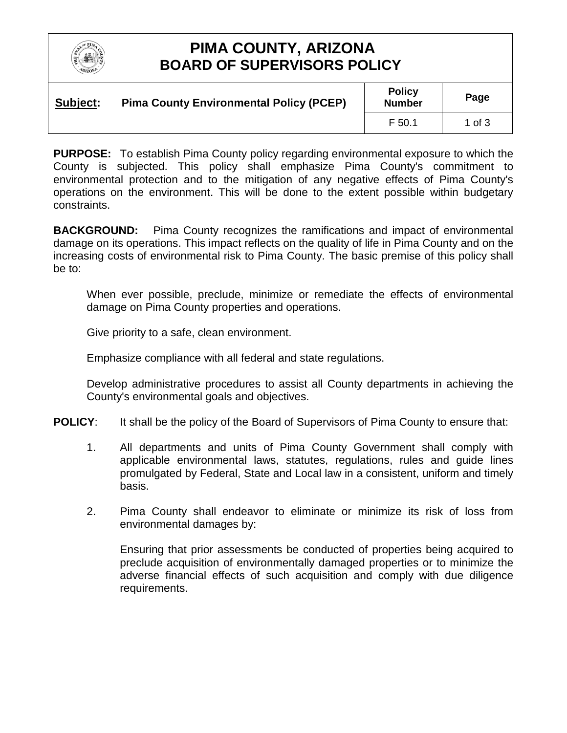# PIMA COUNTY, ARIZONA
## BOARD OF SUPERVISORS POLICY

| **Subject:** Pima County Environmental Policy (PCEP) | **Policy Number** | **Page** |
|---|---|---|
| | F 50.1 | 1 of 3 |

**PURPOSE:** To establish Pima County policy regarding environmental exposure to which the County is subjected. This policy shall emphasize Pima County's commitment to environmental protection and to the mitigation of any negative effects of Pima County's operations on the environment. This will be done to the extent possible within budgetary constraints.

**BACKGROUND:** Pima County recognizes the ramifications and impact of environmental damage on its operations. This impact reflects on the quality of life in Pima County and on the increasing costs of environmental risk to Pima County. The basic premise of this policy shall be to:

When ever possible, preclude, minimize or remediate the effects of environmental damage on Pima County properties and operations.

Give priority to a safe, clean environment.

Emphasize compliance with all federal and state regulations.

Develop administrative procedures to assist all County departments in achieving the County's environmental goals and objectives.

**POLICY**: It shall be the policy of the Board of Supervisors of Pima County to ensure that:

1. All departments and units of Pima County Government shall comply with applicable environmental laws, statutes, regulations, rules and guide lines promulgated by Federal, State and Local law in a consistent, uniform and timely basis.

2. Pima County shall endeavor to eliminate or minimize its risk of loss from environmental damages by:

   Ensuring that prior assessments be conducted of properties being acquired to preclude acquisition of environmentally damaged properties or to minimize the adverse financial effects of such acquisition and comply with due diligence requirements.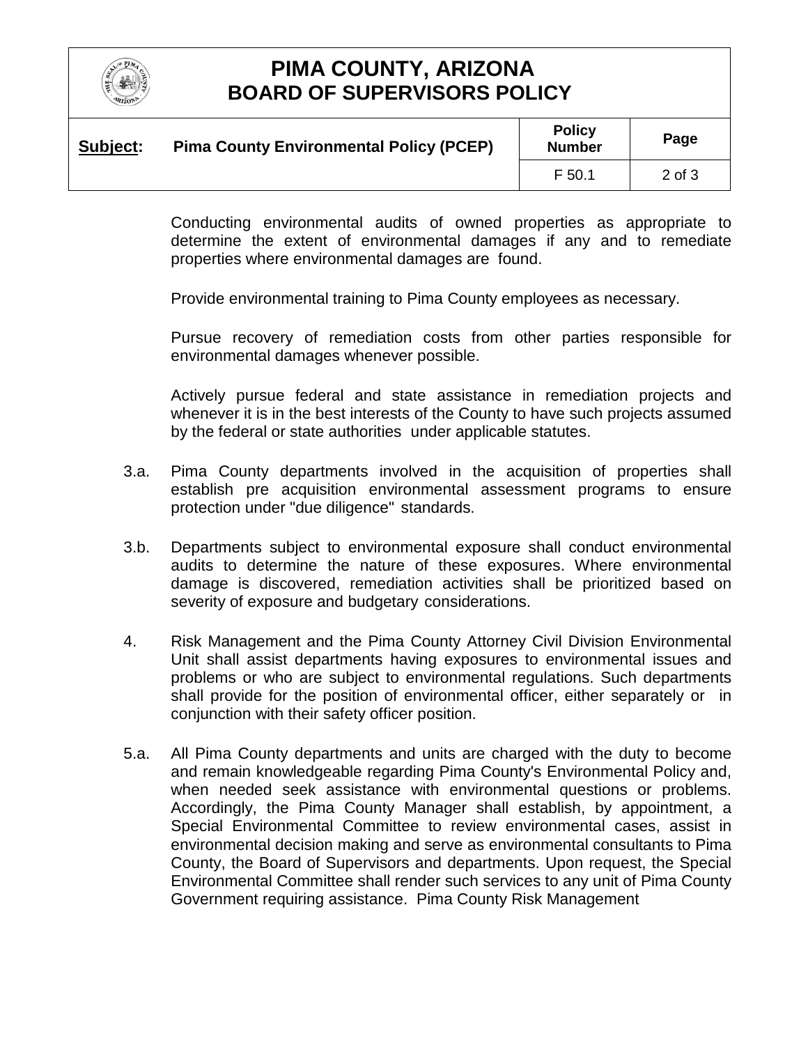Conducting environmental audits of owned properties as appropriate to determine the extent of environmental damages if any and to remediate properties where environmental damages are found.

Provide environmental training to Pima County employees as necessary.

Pursue recovery of remediation costs from other parties responsible for environmental damages whenever possible.

Actively pursue federal and state assistance in remediation projects and whenever it is in the best interests of the County to have such projects assumed by the federal or state authorities under applicable statutes.

3.a. Pima County departments involved in the acquisition of properties shall establish pre acquisition environmental assessment programs to ensure protection under "due diligence" standards.

3.b. Departments subject to environmental exposure shall conduct environmental audits to determine the nature of these exposures. Where environmental damage is discovered, remediation activities shall be prioritized based on severity of exposure and budgetary considerations.

4. Risk Management and the Pima County Attorney Civil Division Environmental Unit shall assist departments having exposures to environmental issues and problems or who are subject to environmental regulations. Such departments shall provide for the position of environmental officer, either separately or in conjunction with their safety officer position.

5.a. All Pima County departments and units are charged with the duty to become and remain knowledgeable regarding Pima County's Environmental Policy and, when needed seek assistance with environmental questions or problems. Accordingly, the Pima County Manager shall establish, by appointment, a Special Environmental Committee to review environmental cases, assist in environmental decision making and serve as environmental consultants to Pima County, the Board of Supervisors and departments. Upon request, the Special Environmental Committee shall render such services to any unit of Pima County Government requiring assistance. Pima County Risk Management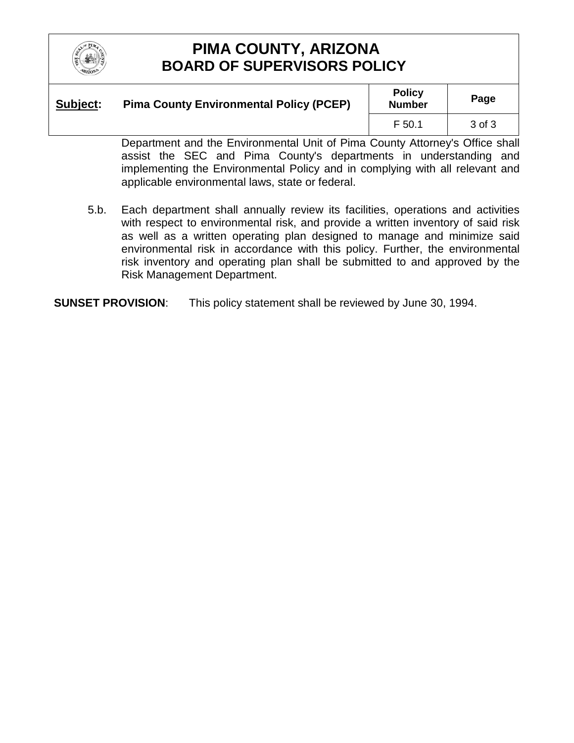Department and the Environmental Unit of Pima County Attorney's Office shall assist the SEC and Pima County's departments in understanding and implementing the Environmental Policy and in complying with all relevant and applicable environmental laws, state or federal.

5.b. Each department shall annually review its facilities, operations and activities with respect to environmental risk, and provide a written inventory of said risk as well as a written operating plan designed to manage and minimize said environmental risk in accordance with this policy. Further, the environmental risk inventory and operating plan shall be submitted to and approved by the Risk Management Department.

**SUNSET PROVISION**: This policy statement shall be reviewed by June 30, 1994.